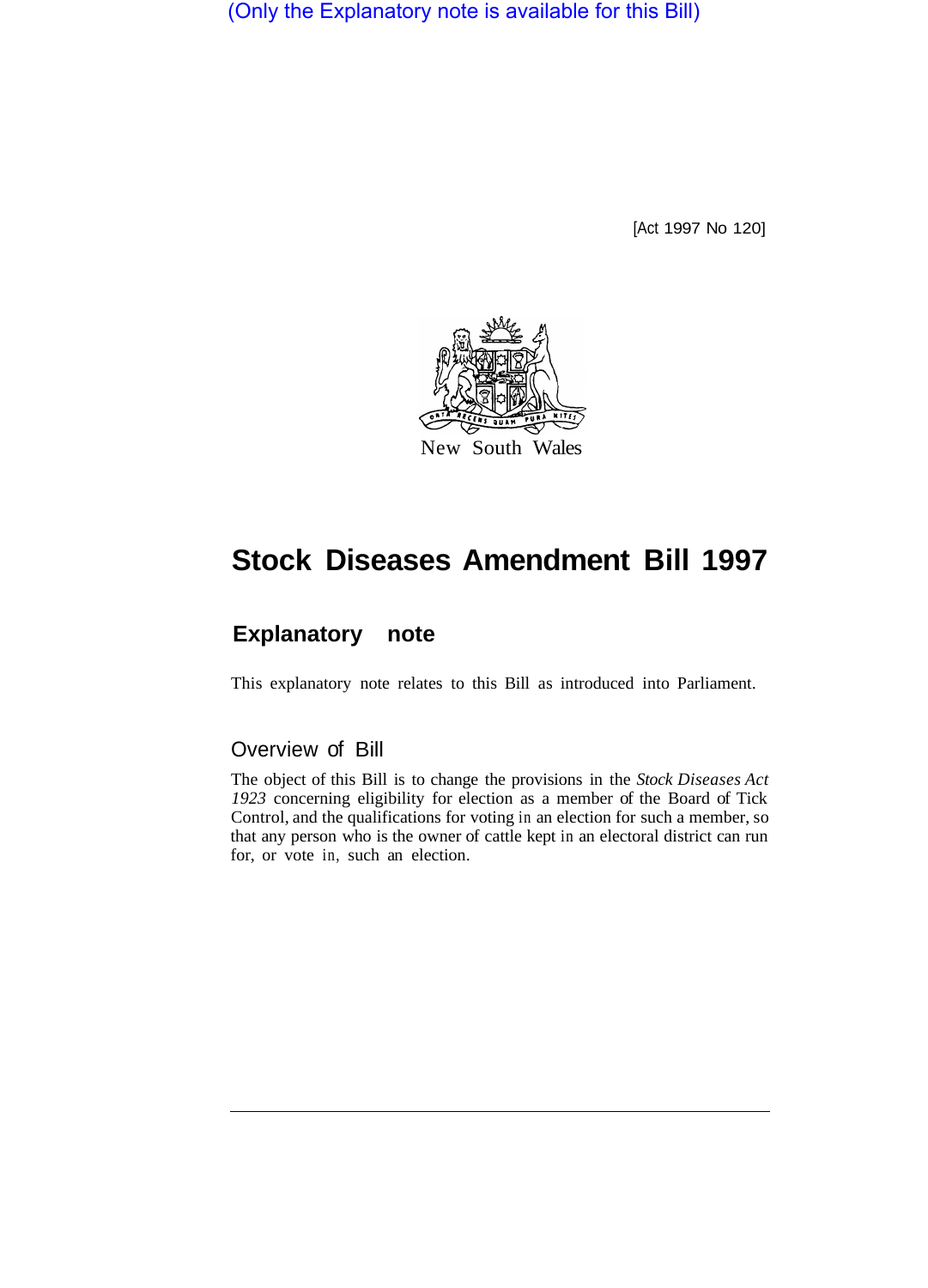(Only the Explanatory note is available for this Bill)

[Act 1997 No 120]

New South Wales

# Stock Diseases Amendment Bill 1997

## Explanatory note

This explanatory note relates to this Bill as introduced into Parliament.

### Overview of Bill

The object of this Bill is to change the provisions in the *Stock Diseases Act 1923* concerning eligibility for election as a member of the Board of Tick Control, and the qualifications for voting in an election for such a member, so that any person who is the owner of cattle kept in an electoral district can run for, or vote in, such an election.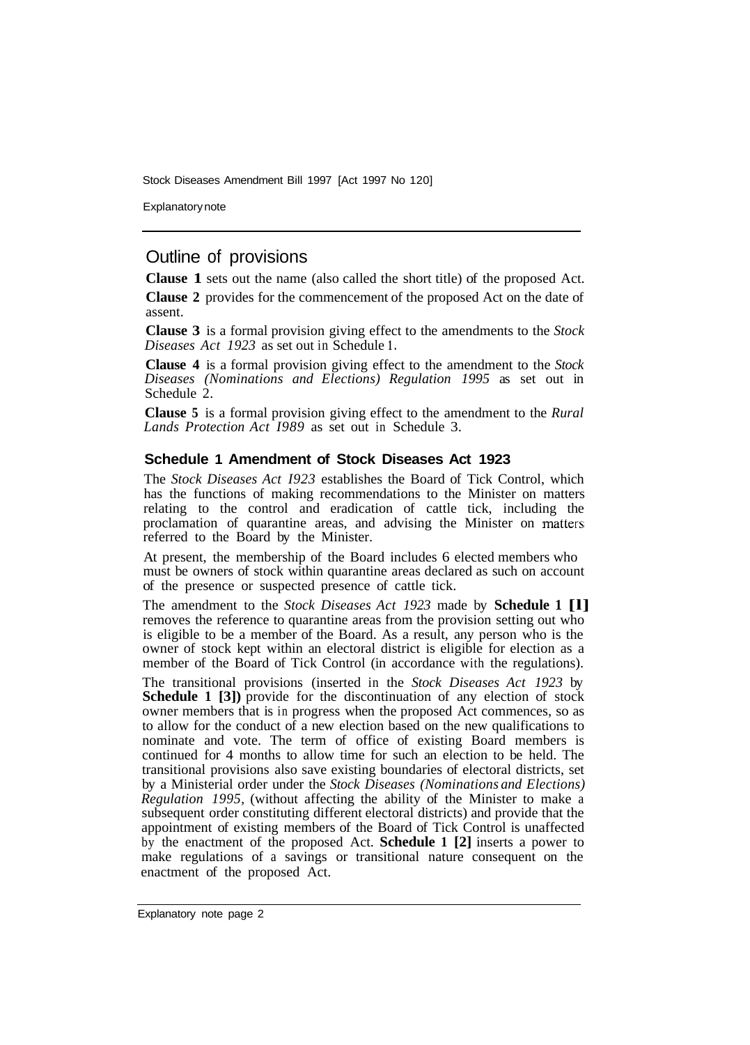## Outline of provisions

**Clause 1** sets out the name (also called the short title) of the proposed Act.

**Clause 2** provides for the commencement of the proposed Act on the date of assent.

**Clause 3** is a formal provision giving effect to the amendments to the *Stock Diseases Act 1923* as set out in Schedule 1.

**Clause 4** is a formal provision giving effect to the amendment to the *Stock Diseases (Nominations and Elections) Regulation 1995* as set out in Schedule 2.

**Clause 5** is a formal provision giving effect to the amendment to the *Rural Lands Protection Act 1989* as set out in Schedule 3.

### Schedule 1 Amendment of Stock Diseases Act 1923

The *Stock Diseases Act 1923* establishes the Board of Tick Control, which has the functions of making recommendations to the Minister on matters relating to the control and eradication of cattle tick, including the proclamation of quarantine areas, and advising the Minister on matters referred to the Board by the Minister.

At present, the membership of the Board includes 6 elected members who must be owners of stock within quarantine areas declared as such on account of the presence or suspected presence of cattle tick.

The amendment to the *Stock Diseases Act 1923* made by **Schedule 1 [1]** removes the reference to quarantine areas from the provision setting out who is eligible to be a member of the Board. As a result, any person who is the owner of stock kept within an electoral district is eligible for election as a member of the Board of Tick Control (in accordance with the regulations).

The transitional provisions (inserted in the *Stock Diseases Act 1923* by **Schedule 1 [3])** provide for the discontinuation of any election of stock owner members that is in progress when the proposed Act commences, so as to allow for the conduct of a new election based on the new qualifications to nominate and vote. The term of office of existing Board members is continued for 4 months to allow time for such an election to be held. The transitional provisions also save existing boundaries of electoral districts, set by a Ministerial order under the *Stock Diseases (Nominations and Elections) Regulation 1995*, (without affecting the ability of the Minister to make a subsequent order constituting different electoral districts) and provide that the appointment of existing members of the Board of Tick Control is unaffected by the enactment of the proposed Act. **Schedule 1 [2]** inserts a power to make regulations of a savings or transitional nature consequent on the enactment of the proposed Act.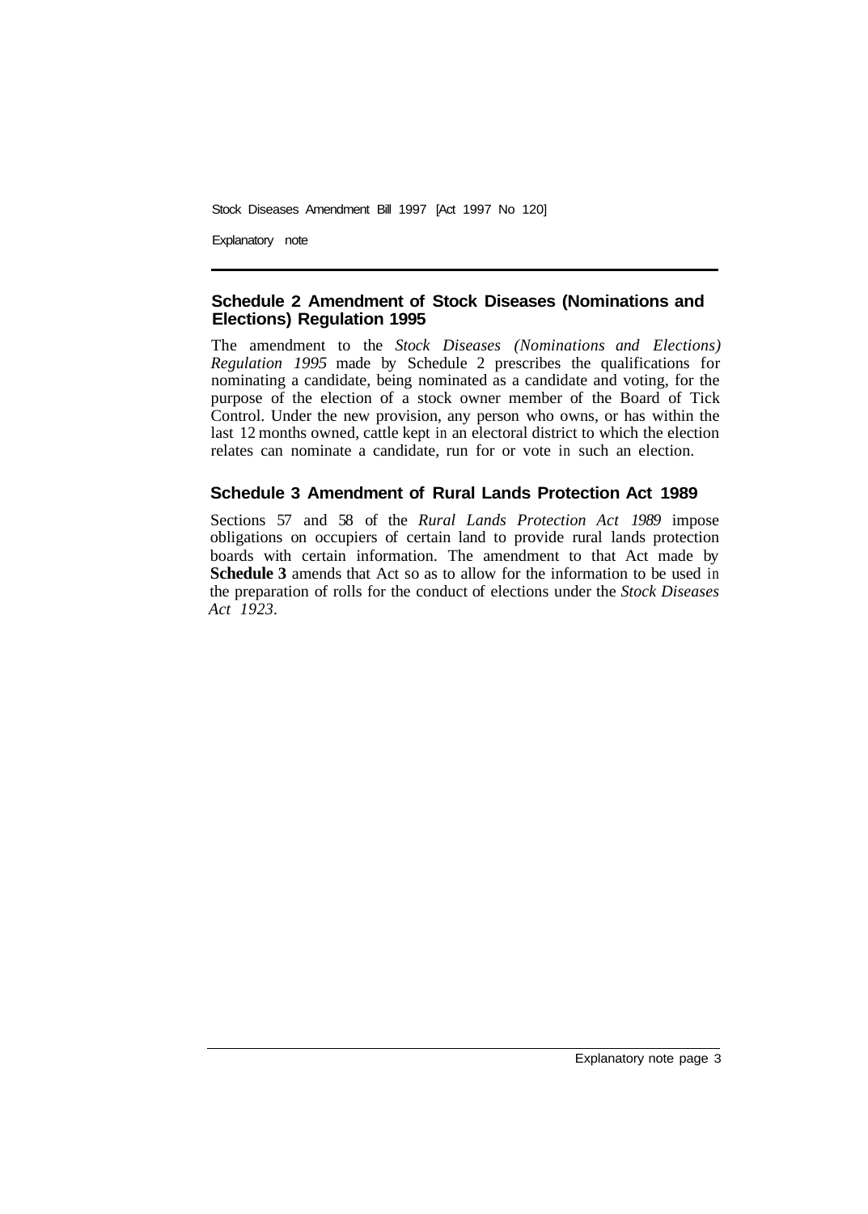## Schedule 2 Amendment of Stock Diseases (Nominations and Elections) Regulation 1995

The amendment to the *Stock Diseases (Nominations and Elections) Regulation 1995* made by Schedule 2 prescribes the qualifications for nominating a candidate, being nominated as a candidate and voting, for the purpose of the election of a stock owner member of the Board of Tick Control. Under the new provision, any person who owns, or has within the last 12 months owned, cattle kept in an electoral district to which the election relates can nominate a candidate, run for or vote in such an election.

## Schedule 3 Amendment of Rural Lands Protection Act 1989

Sections 57 and 58 of the *Rural Lands Protection Act 1989* impose obligations on occupiers of certain land to provide rural lands protection boards with certain information. The amendment to that Act made by **Schedule 3** amends that Act so as to allow for the information to be used in the preparation of rolls for the conduct of elections under the *Stock Diseases Act 1923*.